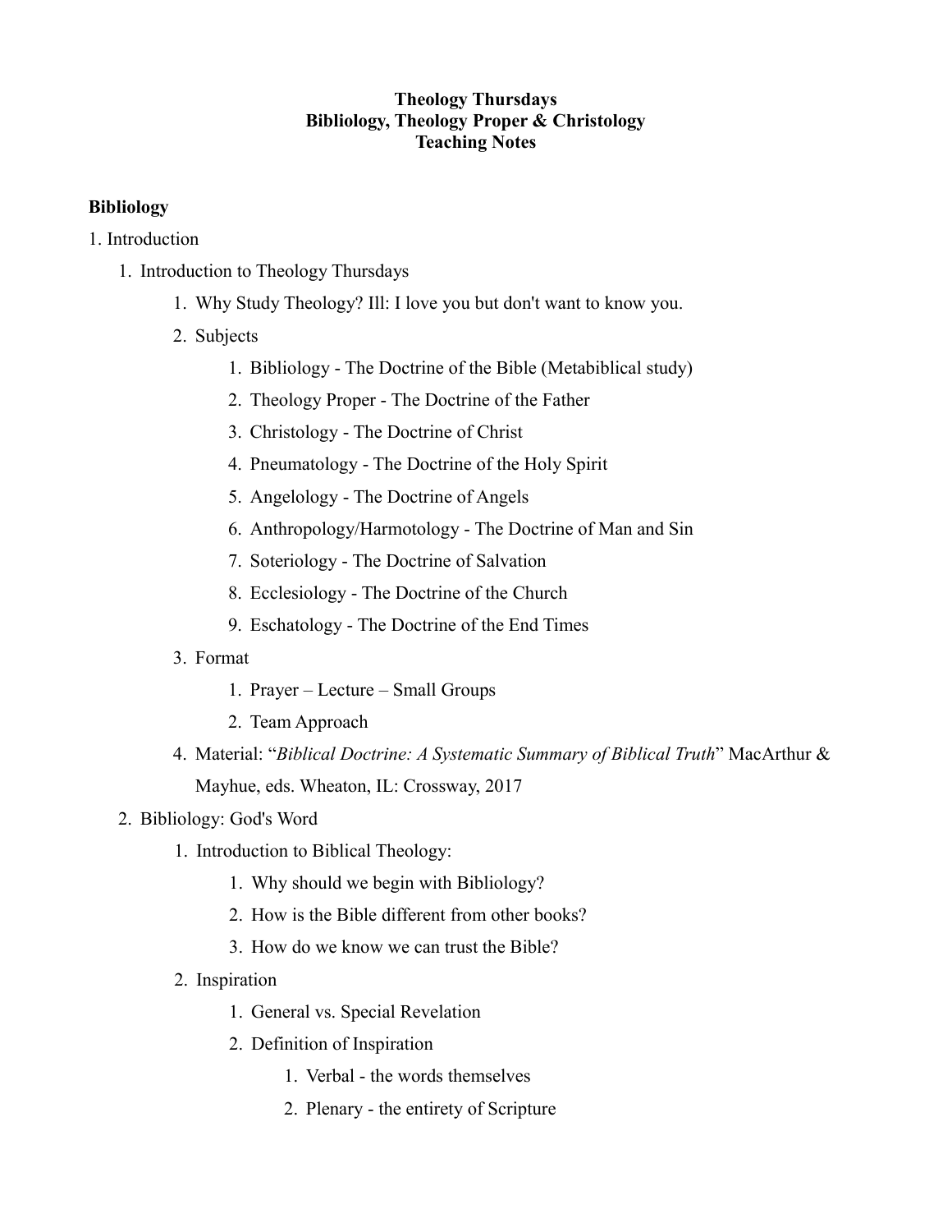**Theology Thursdays**
**Bibliology, Theology Proper & Christology**
**Teaching Notes**

**Bibliology**

1. Introduction
    1. Introduction to Theology Thursdays
        1. Why Study Theology? Ill: I love you but don't want to know you.
        2. Subjects
            1. Bibliology - The Doctrine of the Bible (Metabiblical study)
            2. Theology Proper - The Doctrine of the Father
            3. Christology - The Doctrine of Christ
            4. Pneumatology - The Doctrine of the Holy Spirit
            5. Angelology - The Doctrine of Angels
            6. Anthropology/Harmotology - The Doctrine of Man and Sin
            7. Soteriology - The Doctrine of Salvation
            8. Ecclesiology - The Doctrine of the Church
            9. Eschatology - The Doctrine of the End Times
        3. Format
            1. Prayer – Lecture – Small Groups
            2. Team Approach
        4. Material: "*Biblical Doctrine: A Systematic Summary of Biblical Truth*" MacArthur & Mayhue, eds. Wheaton, IL: Crossway, 2017
    2. Bibliology: God's Word
        1. Introduction to Biblical Theology:
            1. Why should we begin with Bibliology?
            2. How is the Bible different from other books?
            3. How do we know we can trust the Bible?
        2. Inspiration
            1. General vs. Special Revelation
            2. Definition of Inspiration
                1. Verbal - the words themselves
                2. Plenary - the entirety of Scripture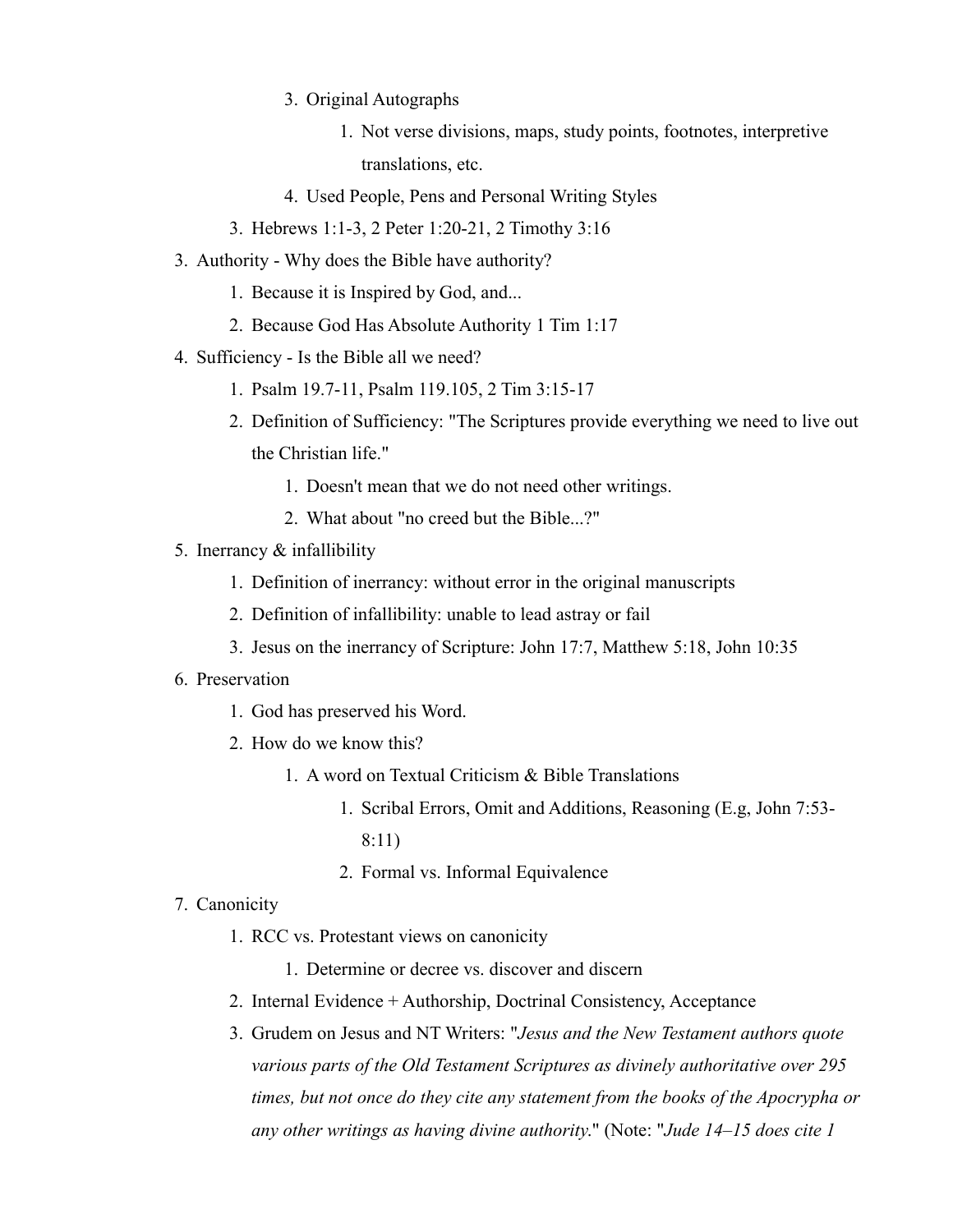3. Original Autographs
         1. Not verse divisions, maps, study points, footnotes, interpretive translations, etc.
      4. Used People, Pens and Personal Writing Styles
   3. Hebrews 1:1-3, 2 Peter 1:20-21, 2 Timothy 3:16
3. Authority - Why does the Bible have authority?
   1. Because it is Inspired by God, and...
   2. Because God Has Absolute Authority 1 Tim 1:17
4. Sufficiency - Is the Bible all we need?
   1. Psalm 19.7-11, Psalm 119.105, 2 Tim 3:15-17
   2. Definition of Sufficiency: "The Scriptures provide everything we need to live out the Christian life."
      1. Doesn't mean that we do not need other writings.
      2. What about "no creed but the Bible...?"
5. Inerrancy & infallibility
   1. Definition of inerrancy: without error in the original manuscripts
   2. Definition of infallibility: unable to lead astray or fail
   3. Jesus on the inerrancy of Scripture: John 17:7, Matthew 5:18, John 10:35
6. Preservation
   1. God has preserved his Word.
   2. How do we know this?
      1. A word on Textual Criticism & Bible Translations
         1. Scribal Errors, Omit and Additions, Reasoning (E.g, John 7:53-8:11)
         2. Formal vs. Informal Equivalence
7. Canonicity
   1. RCC vs. Protestant views on canonicity
      1. Determine or decree vs. discover and discern
   2. Internal Evidence + Authorship, Doctrinal Consistency, Acceptance
   3. Grudem on Jesus and NT Writers: "*Jesus and the New Testament authors quote various parts of the Old Testament Scriptures as divinely authoritative over 295 times, but not once do they cite any statement from the books of the Apocrypha or any other writings as having divine authority.*" (Note: "*Jude 14–15 does cite 1*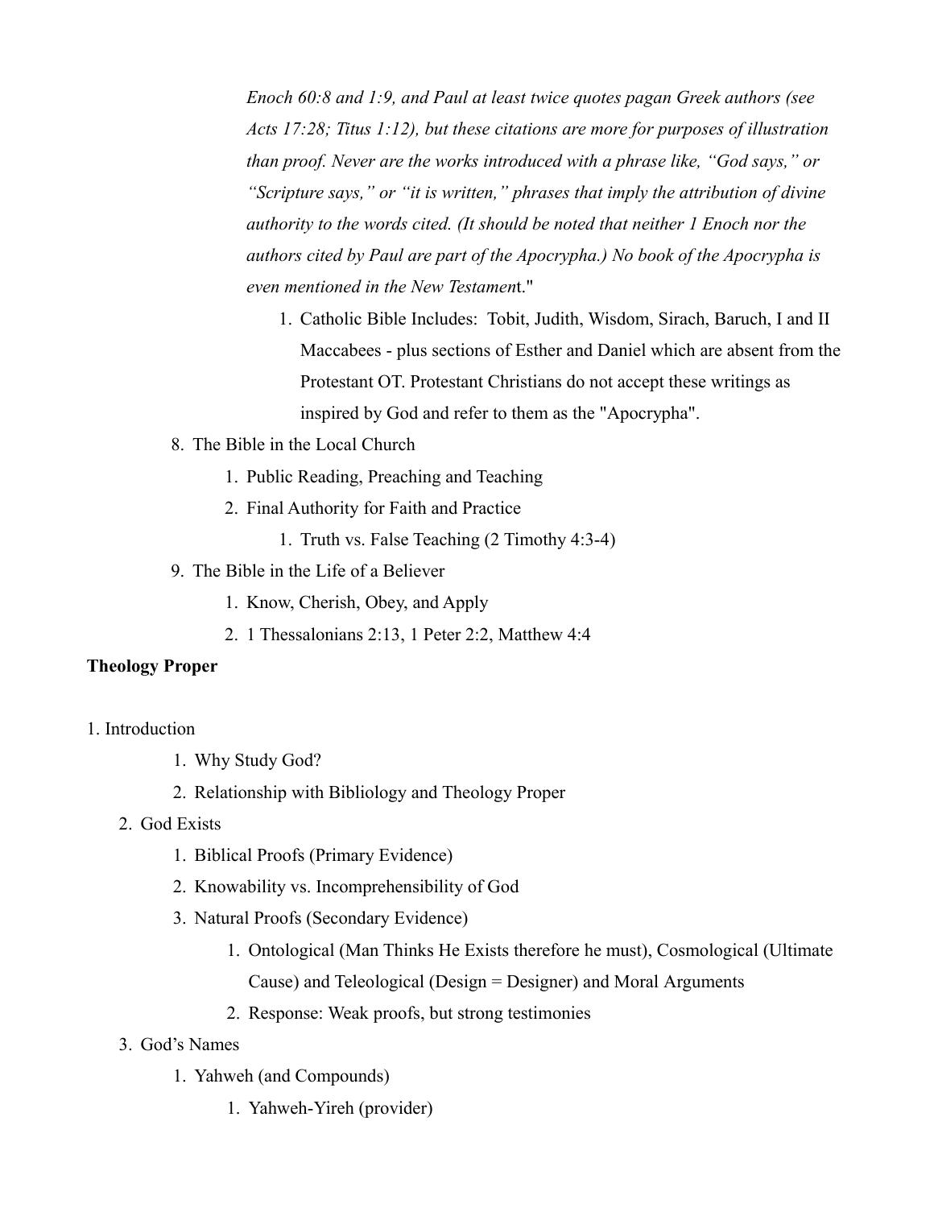*Enoch 60:8 and 1:9, and Paul at least twice quotes pagan Greek authors (see Acts 17:28; Titus 1:12), but these citations are more for purposes of illustration than proof. Never are the works introduced with a phrase like, "God says," or "Scripture says," or "it is written," phrases that imply the attribution of divine authority to the words cited. (It should be noted that neither 1 Enoch nor the authors cited by Paul are part of the Apocrypha.) No book of the Apocrypha is even mentioned in the New Testamen*t."

1. Catholic Bible Includes: Tobit, Judith, Wisdom, Sirach, Baruch, I and II Maccabees - plus sections of Esther and Daniel which are absent from the Protestant OT. Protestant Christians do not accept these writings as inspired by God and refer to them as the "Apocrypha".

8. The Bible in the Local Church
    1. Public Reading, Preaching and Teaching
    2. Final Authority for Faith and Practice
        1. Truth vs. False Teaching (2 Timothy 4:3-4)
9. The Bible in the Life of a Believer
    1. Know, Cherish, Obey, and Apply
    2. 1 Thessalonians 2:13, 1 Peter 2:2, Matthew 4:4

**Theology Proper**

1. Introduction
    1. Why Study God?
    2. Relationship with Bibliology and Theology Proper
2. God Exists
    1. Biblical Proofs (Primary Evidence)
    2. Knowability vs. Incomprehensibility of God
    3. Natural Proofs (Secondary Evidence)
        1. Ontological (Man Thinks He Exists therefore he must), Cosmological (Ultimate Cause) and Teleological (Design = Designer) and Moral Arguments
        2. Response: Weak proofs, but strong testimonies
3. God's Names
    1. Yahweh (and Compounds)
        1. Yahweh-Yireh (provider)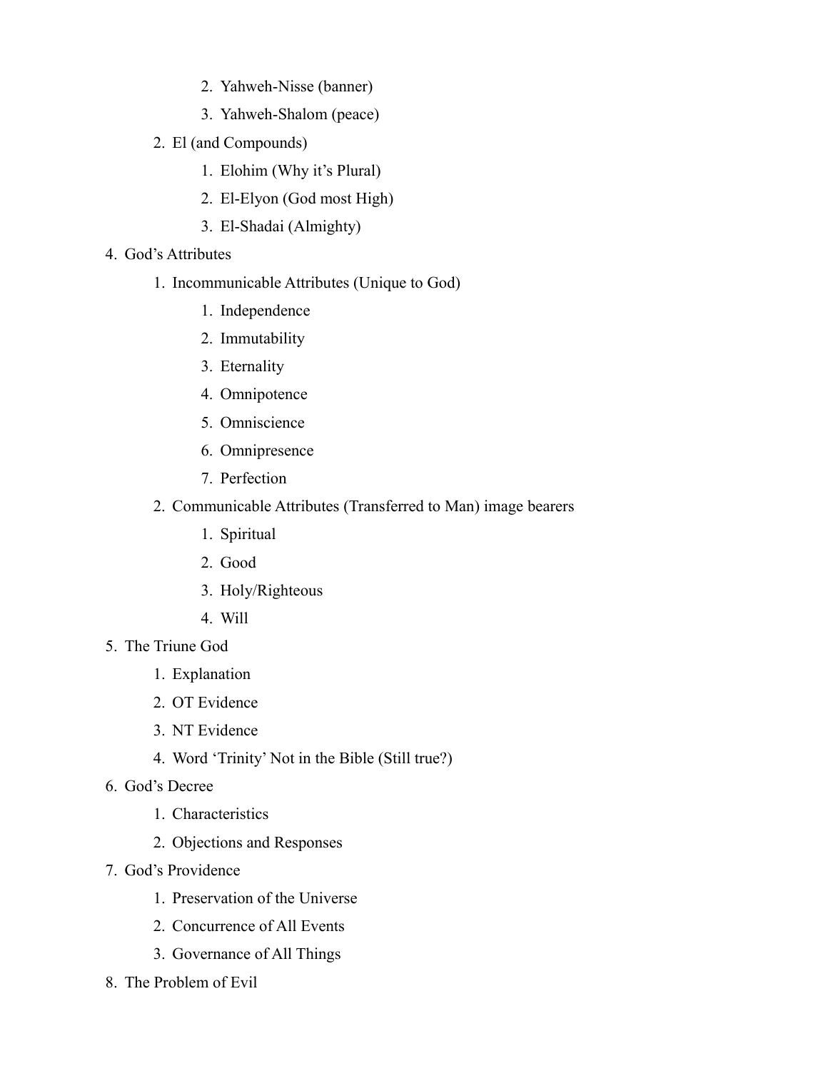2. Yahweh-Nisse (banner)
        3. Yahweh-Shalom (peace)
    2. El (and Compounds)
        1. Elohim (Why it's Plural)
        2. El-Elyon (God most High)
        3. El-Shadai (Almighty)
4. God's Attributes
    1. Incommunicable Attributes (Unique to God)
        1. Independence
        2. Immutability
        3. Eternality
        4. Omnipotence
        5. Omniscience
        6. Omnipresence
        7. Perfection
    2. Communicable Attributes (Transferred to Man) image bearers
        1. Spiritual
        2. Good
        3. Holy/Righteous
        4. Will
5. The Triune God
    1. Explanation
    2. OT Evidence
    3. NT Evidence
    4. Word 'Trinity' Not in the Bible (Still true?)
6. God's Decree
    1. Characteristics
    2. Objections and Responses
7. God's Providence
    1. Preservation of the Universe
    2. Concurrence of All Events
    3. Governance of All Things
8. The Problem of Evil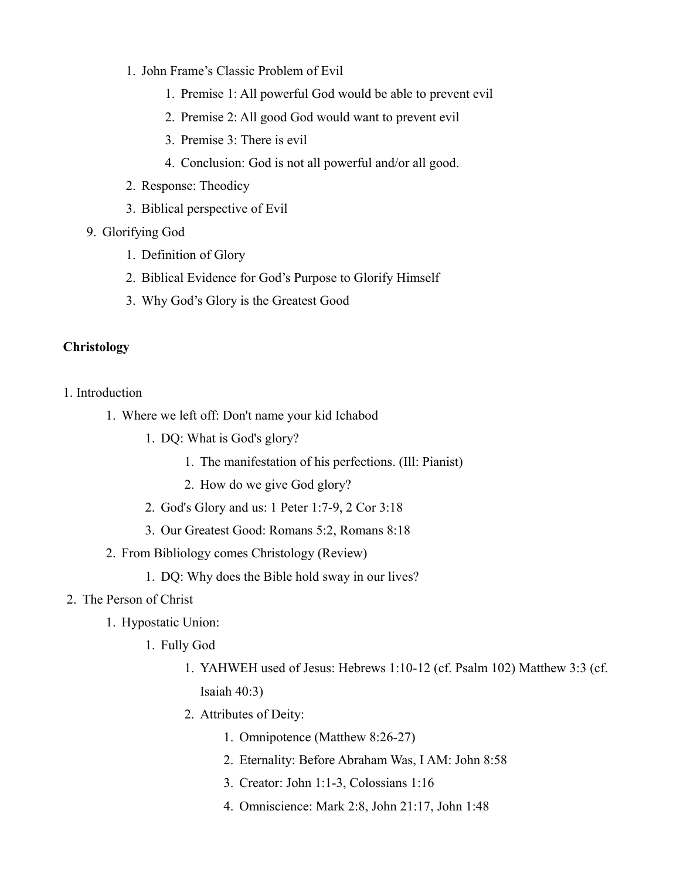1. John Frame's Classic Problem of Evil
    1. Premise 1: All powerful God would be able to prevent evil
    2. Premise 2: All good God would want to prevent evil
    3. Premise 3: There is evil
    4. Conclusion: God is not all powerful and/or all good.
2. Response: Theodicy
3. Biblical perspective of Evil

9. Glorifying God
    1. Definition of Glory
    2. Biblical Evidence for God's Purpose to Glorify Himself
    3. Why God's Glory is the Greatest Good

**Christology**

1. Introduction
    1. Where we left off: Don't name your kid Ichabod
        1. DQ: What is God's glory?
            1. The manifestation of his perfections. (Ill: Pianist)
            2. How do we give God glory?
        2. God's Glory and us: 1 Peter 1:7-9, 2 Cor 3:18
        3. Our Greatest Good: Romans 5:2, Romans 8:18
    2. From Bibliology comes Christology (Review)
        1. DQ: Why does the Bible hold sway in our lives?
2. The Person of Christ
    1. Hypostatic Union:
        1. Fully God
            1. YAHWEH used of Jesus: Hebrews 1:10-12 (cf. Psalm 102) Matthew 3:3 (cf. Isaiah 40:3)
            2. Attributes of Deity:
                1. Omnipotence (Matthew 8:26-27)
                2. Eternality: Before Abraham Was, I AM: John 8:58
                3. Creator: John 1:1-3, Colossians 1:16
                4. Omniscience: Mark 2:8, John 21:17, John 1:48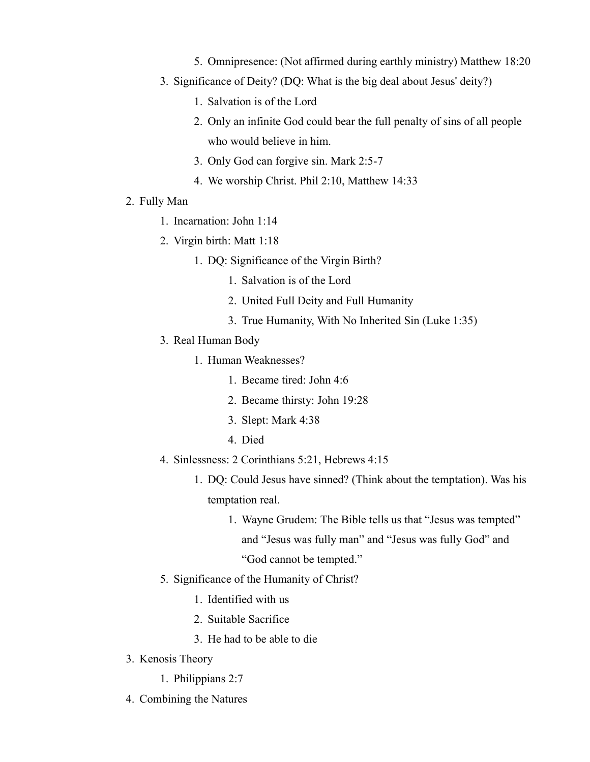5. Omnipresence: (Not affirmed during earthly ministry) Matthew 18:20
        3. Significance of Deity? (DQ: What is the big deal about Jesus' deity?)
            1. Salvation is of the Lord
            2. Only an infinite God could bear the full penalty of sins of all people who would believe in him.
            3. Only God can forgive sin. Mark 2:5-7
            4. We worship Christ. Phil 2:10, Matthew 14:33
    2. Fully Man
        1. Incarnation: John 1:14
        2. Virgin birth: Matt 1:18
            1. DQ: Significance of the Virgin Birth?
                1. Salvation is of the Lord
                2. United Full Deity and Full Humanity
                3. True Humanity, With No Inherited Sin (Luke 1:35)
        3. Real Human Body
            1. Human Weaknesses?
                1. Became tired: John 4:6
                2. Became thirsty: John 19:28
                3. Slept: Mark 4:38
                4. Died
        4. Sinlessness: 2 Corinthians 5:21, Hebrews 4:15
            1. DQ: Could Jesus have sinned? (Think about the temptation). Was his temptation real.
                1. Wayne Grudem: The Bible tells us that "Jesus was tempted" and "Jesus was fully man" and "Jesus was fully God" and "God cannot be tempted."
        5. Significance of the Humanity of Christ?
            1. Identified with us
            2. Suitable Sacrifice
            3. He had to be able to die
    3. Kenosis Theory
        1. Philippians 2:7
    4. Combining the Natures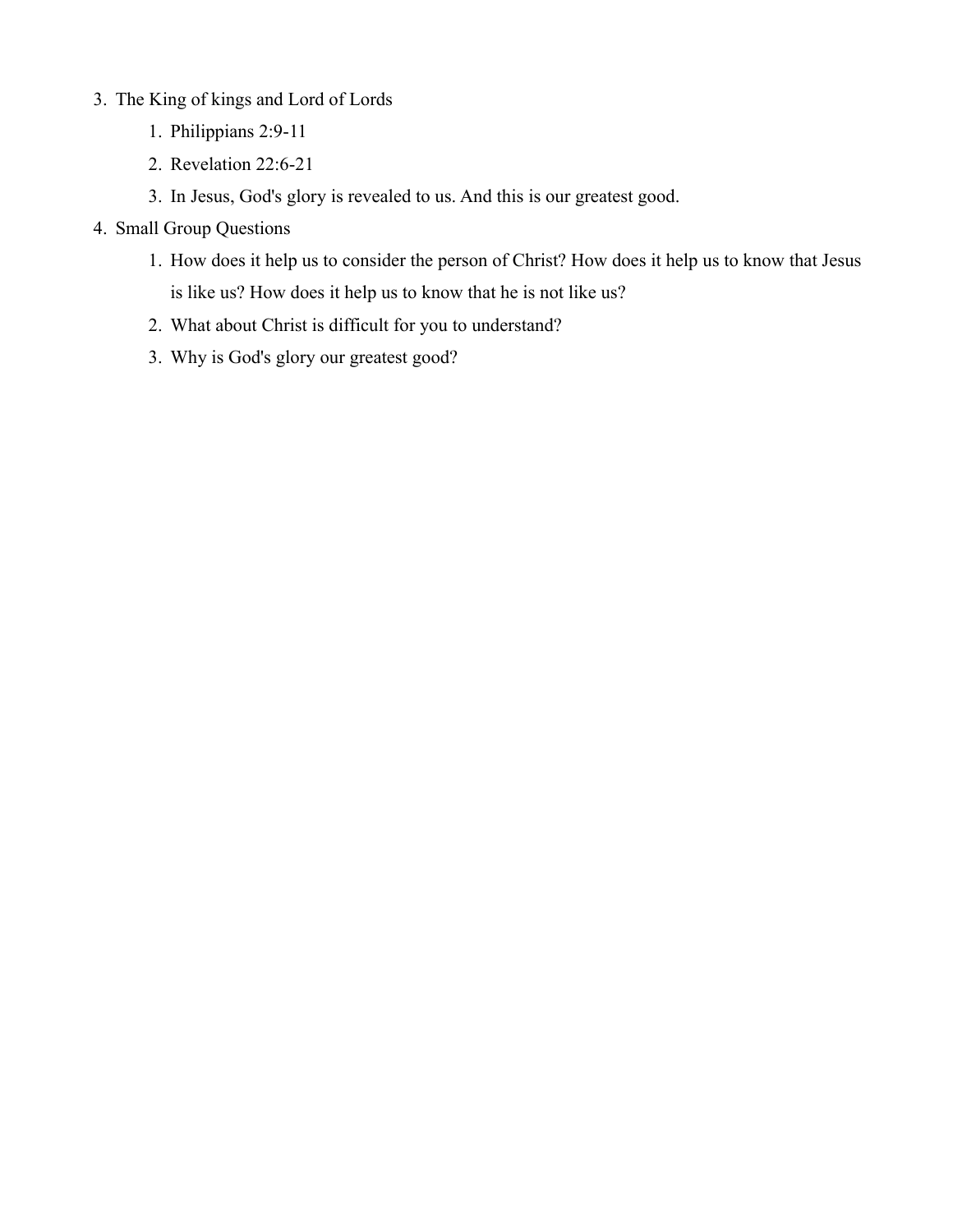3. The King of kings and Lord of Lords
    1. Philippians 2:9-11
    2. Revelation 22:6-21
    3. In Jesus, God's glory is revealed to us. And this is our greatest good.
4. Small Group Questions
    1. How does it help us to consider the person of Christ? How does it help us to know that Jesus is like us? How does it help us to know that he is not like us?
    2. What about Christ is difficult for you to understand?
    3. Why is God's glory our greatest good?